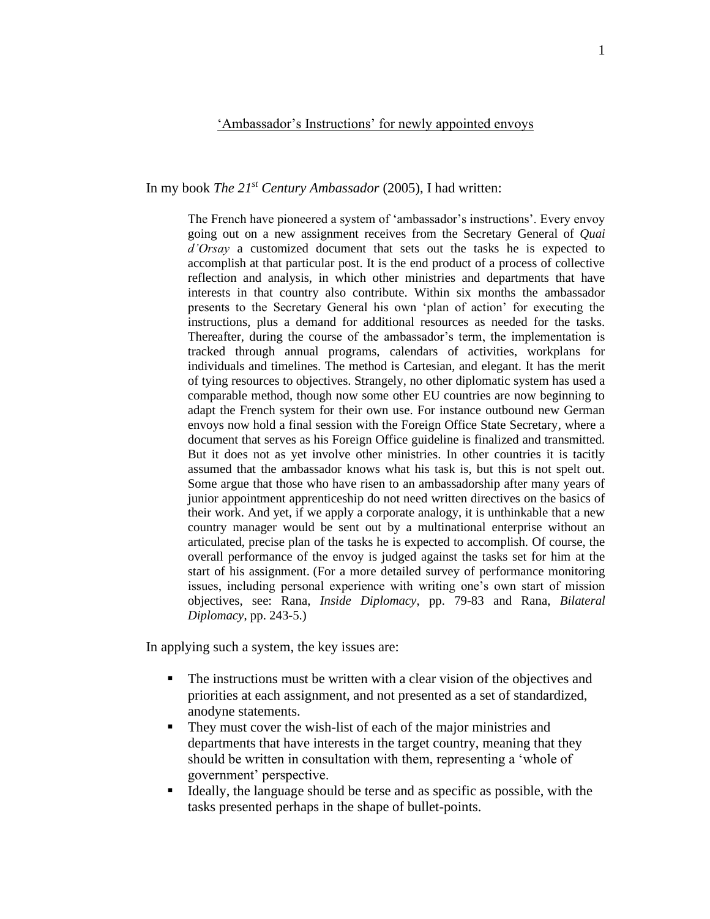# 'Ambassador's Instructions' for newly appointed envoys

In my book *The 21st Century Ambassador* (2005), I had written:

> The French have pioneered a system of 'ambassador's instructions'. Every envoy going out on a new assignment receives from the Secretary General of *Quai d'Orsay* a customized document that sets out the tasks he is expected to accomplish at that particular post. It is the end product of a process of collective reflection and analysis, in which other ministries and departments that have interests in that country also contribute. Within six months the ambassador presents to the Secretary General his own 'plan of action' for executing the instructions, plus a demand for additional resources as needed for the tasks. Thereafter, during the course of the ambassador's term, the implementation is tracked through annual programs, calendars of activities, workplans for individuals and timelines. The method is Cartesian, and elegant. It has the merit of tying resources to objectives. Strangely, no other diplomatic system has used a comparable method, though now some other EU countries are now beginning to adapt the French system for their own use. For instance outbound new German envoys now hold a final session with the Foreign Office State Secretary, where a document that serves as his Foreign Office guideline is finalized and transmitted. But it does not as yet involve other ministries. In other countries it is tacitly assumed that the ambassador knows what his task is, but this is not spelt out. Some argue that those who have risen to an ambassadorship after many years of junior appointment apprenticeship do not need written directives on the basics of their work. And yet, if we apply a corporate analogy, it is unthinkable that a new country manager would be sent out by a multinational enterprise without an articulated, precise plan of the tasks he is expected to accomplish. Of course, the overall performance of the envoy is judged against the tasks set for him at the start of his assignment. (For a more detailed survey of performance monitoring issues, including personal experience with writing one's own start of mission objectives, see: Rana, *Inside Diplomacy*, pp. 79-83 and Rana, *Bilateral Diplomacy*, pp. 243-5.)

In applying such a system, the key issues are:

- The instructions must be written with a clear vision of the objectives and priorities at each assignment, and not presented as a set of standardized, anodyne statements.
- They must cover the wish-list of each of the major ministries and departments that have interests in the target country, meaning that they should be written in consultation with them, representing a 'whole of government' perspective.
- Ideally, the language should be terse and as specific as possible, with the tasks presented perhaps in the shape of bullet-points.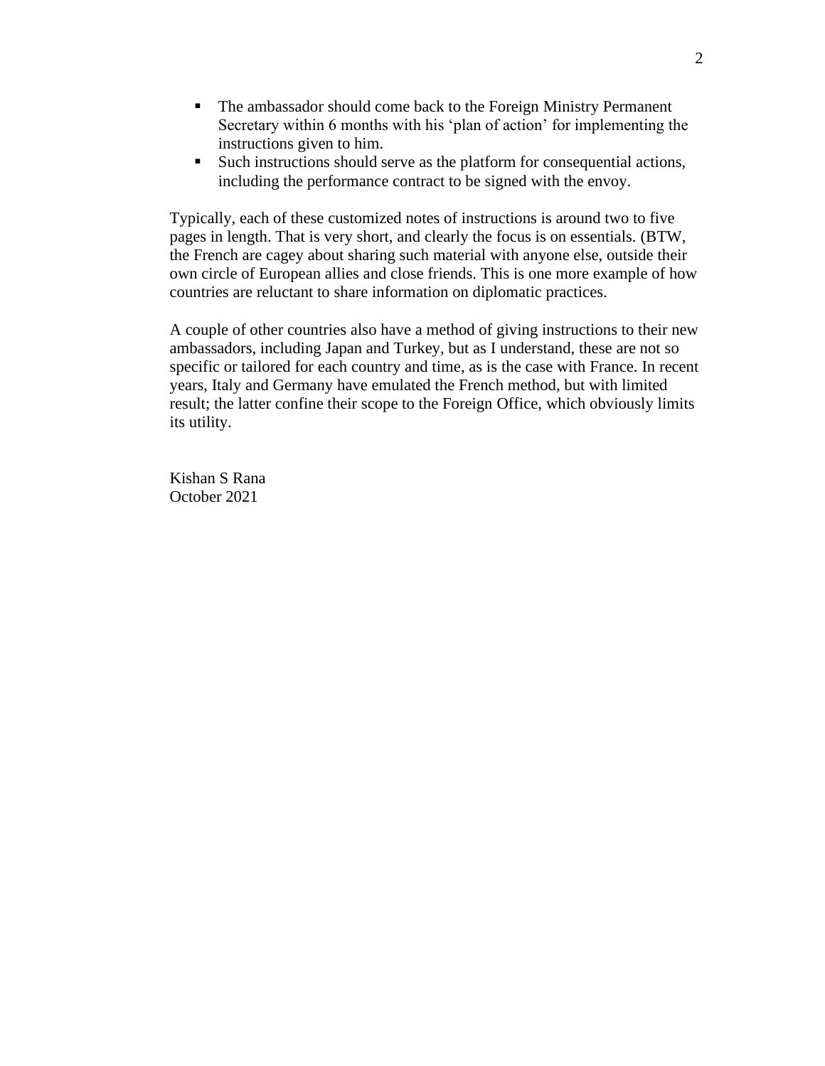- The ambassador should come back to the Foreign Ministry Permanent Secretary within 6 months with his 'plan of action' for implementing the instructions given to him.
- Such instructions should serve as the platform for consequential actions, including the performance contract to be signed with the envoy.

Typically, each of these customized notes of instructions is around two to five pages in length. That is very short, and clearly the focus is on essentials. (BTW, the French are cagey about sharing such material with anyone else, outside their own circle of European allies and close friends. This is one more example of how countries are reluctant to share information on diplomatic practices.

A couple of other countries also have a method of giving instructions to their new ambassadors, including Japan and Turkey, but as I understand, these are not so specific or tailored for each country and time, as is the case with France. In recent years, Italy and Germany have emulated the French method, but with limited result; the latter confine their scope to the Foreign Office, which obviously limits its utility.

Kishan S Rana
October 2021